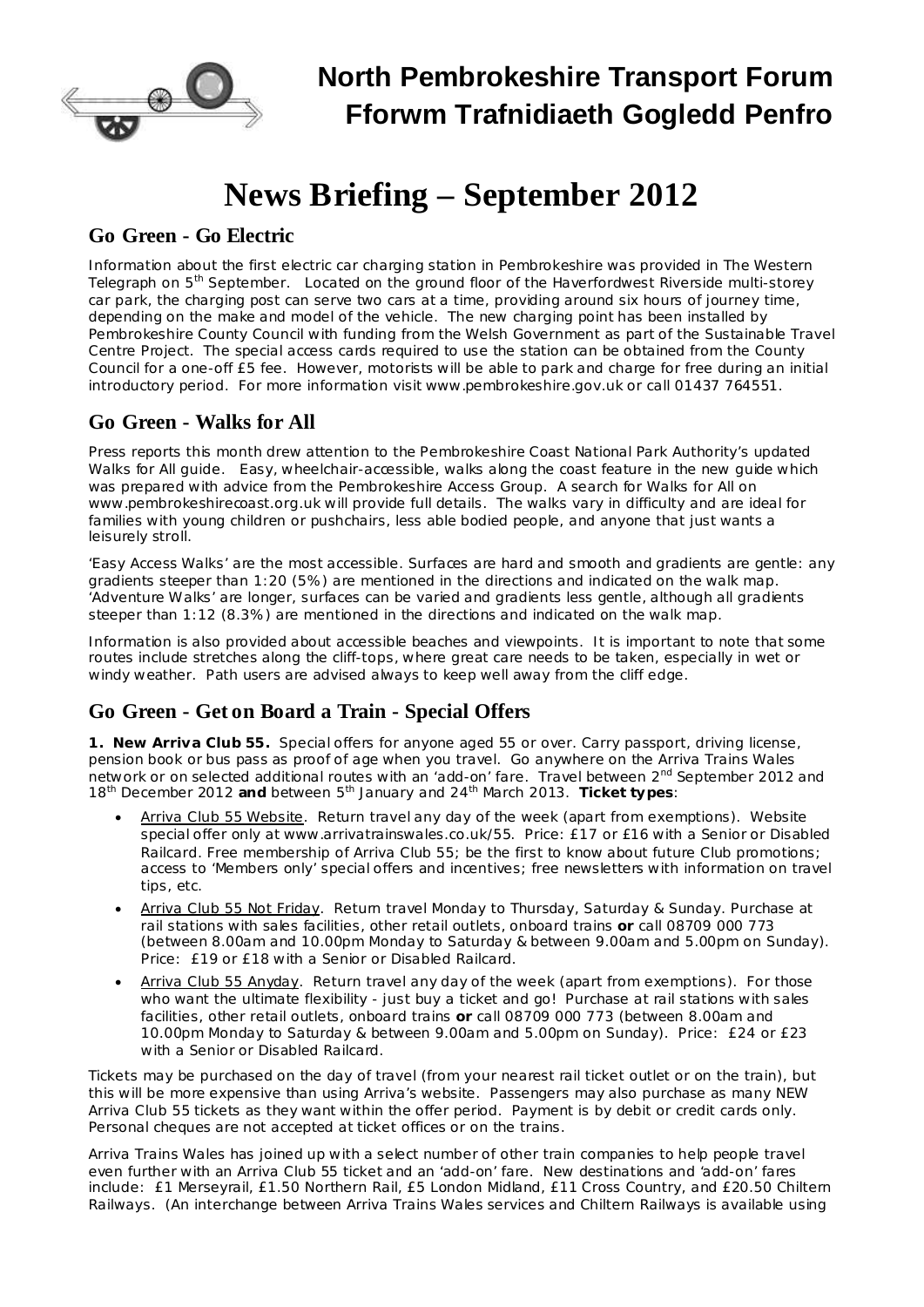# North Pembrokeshire Transport Forum
# Fforwm Trafnidiaeth Gogledd Penfro

# News Briefing – September 2012

## Go Green - Go Electric

Information about the first electric car charging station in Pembrokeshire was provided in The Western Telegraph on 5th September. Located on the ground floor of the Haverfordwest Riverside multi-storey car park, the charging post can serve two cars at a time, providing around six hours of journey time, depending on the make and model of the vehicle. The new charging point has been installed by Pembrokeshire County Council with funding from the Welsh Government as part of the Sustainable Travel Centre Project. The special access cards required to use the station can be obtained from the County Council for a one-off £5 fee. However, motorists will be able to park and charge for free during an initial introductory period. For more information visit www.pembrokeshire.gov.uk or call 01437 764551.

## Go Green - Walks for All

Press reports this month drew attention to the Pembrokeshire Coast National Park Authority's updated Walks for All guide. Easy, wheelchair-accessible, walks along the coast feature in the new guide which was prepared with advice from the Pembrokeshire Access Group. A search for Walks for All on www.pembrokeshirecoast.org.uk will provide full details. The walks vary in difficulty and are ideal for families with young children or pushchairs, less able bodied people, and anyone that just wants a leisurely stroll.

'Easy Access Walks' are the most accessible. Surfaces are hard and smooth and gradients are gentle: any gradients steeper than 1:20 (5%) are mentioned in the directions and indicated on the walk map. 'Adventure Walks' are longer, surfaces can be varied and gradients less gentle, although all gradients steeper than 1:12 (8.3%) are mentioned in the directions and indicated on the walk map.

Information is also provided about accessible beaches and viewpoints. It is important to note that some routes include stretches along the cliff-tops, where great care needs to be taken, especially in wet or windy weather. Path users are advised always to keep well away from the cliff edge.

## Go Green - Get on Board a Train - Special Offers

**1. New Arriva Club 55.** Special offers for anyone aged 55 or over. Carry passport, driving license, pension book or bus pass as proof of age when you travel. Go anywhere on the Arriva Trains Wales network or on selected additional routes with an 'add-on' fare. Travel between 2nd September 2012 and 18th December 2012 **and** between 5th January and 24th March 2013. **Ticket types**:

- Arriva Club 55 Website. Return travel any day of the week (apart from exemptions). Website special offer only at www.arrivatrainswales.co.uk/55. Price: £17 or £16 with a Senior or Disabled Railcard. Free membership of Arriva Club 55; be the first to know about future Club promotions; access to 'Members only' special offers and incentives; free newsletters with information on travel tips, etc.
- Arriva Club 55 Not Friday. Return travel Monday to Thursday, Saturday & Sunday. Purchase at rail stations with sales facilities, other retail outlets, onboard trains **or** call 08709 000 773 (between 8.00am and 10.00pm Monday to Saturday & between 9.00am and 5.00pm on Sunday). Price: £19 or £18 with a Senior or Disabled Railcard.
- Arriva Club 55 Anyday. Return travel any day of the week (apart from exemptions). For those who want the ultimate flexibility - just buy a ticket and go! Purchase at rail stations with sales facilities, other retail outlets, onboard trains **or** call 08709 000 773 (between 8.00am and 10.00pm Monday to Saturday & between 9.00am and 5.00pm on Sunday). Price: £24 or £23 with a Senior or Disabled Railcard.

Tickets may be purchased on the day of travel (from your nearest rail ticket outlet or on the train), but this will be more expensive than using Arriva's website. Passengers may also purchase as many NEW Arriva Club 55 tickets as they want within the offer period. Payment is by debit or credit cards only. Personal cheques are not accepted at ticket offices or on the trains.

Arriva Trains Wales has joined up with a select number of other train companies to help people travel even further with an Arriva Club 55 ticket and an 'add-on' fare. New destinations and 'add-on' fares include: £1 Merseyrail, £1.50 Northern Rail, £5 London Midland, £11 Cross Country, and £20.50 Chiltern Railways. (An interchange between Arriva Trains Wales services and Chiltern Railways is available using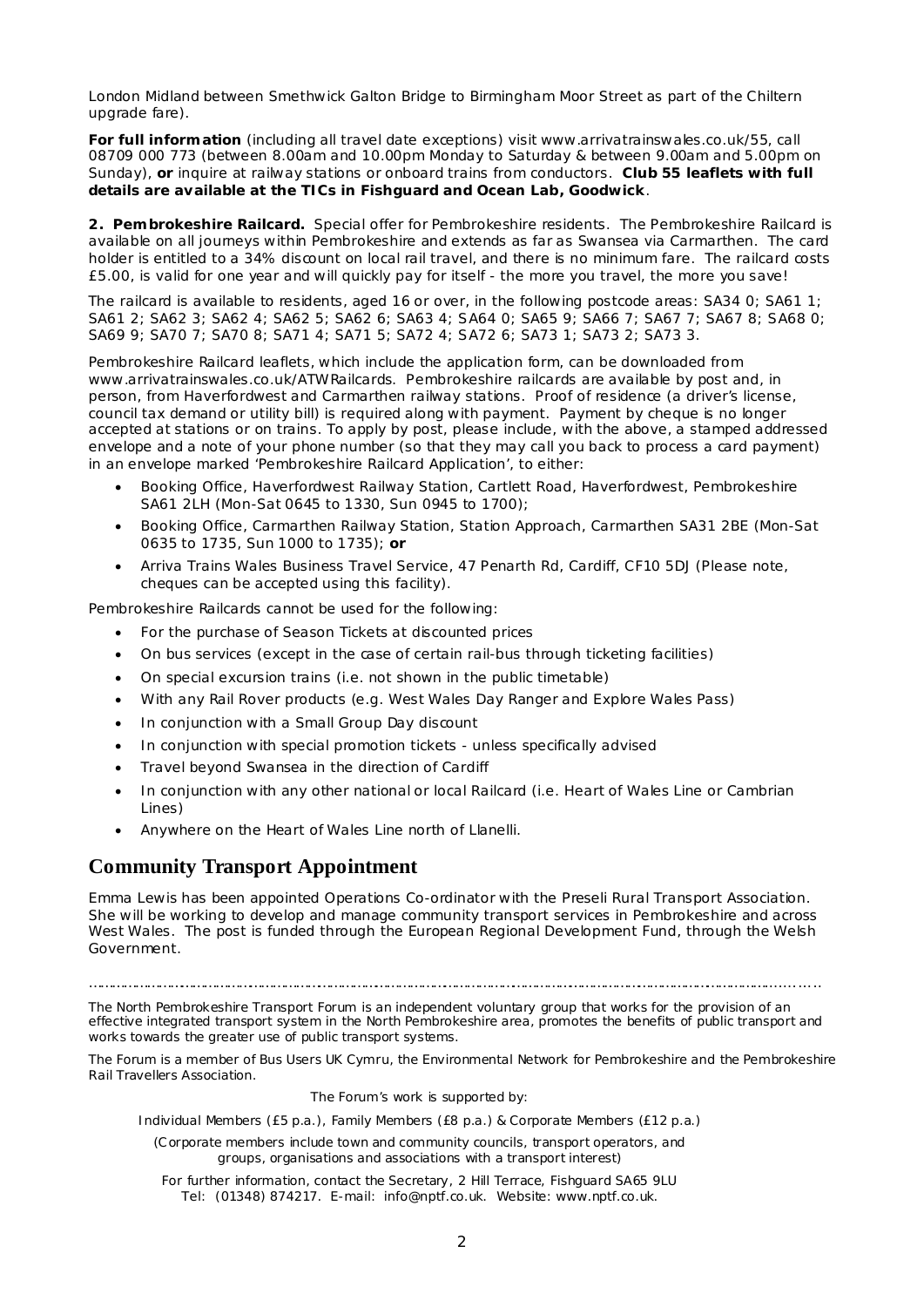London Midland between Smethwick Galton Bridge to Birmingham Moor Street as part of the Chiltern upgrade fare).

**For full information** (including all travel date exceptions) visit www.arrivatrainswales.co.uk/55, call 08709 000 773 (between 8.00am and 10.00pm Monday to Saturday & between 9.00am and 5.00pm on Sunday), **or** inquire at railway stations or onboard trains from conductors. **Club 55 leaflets with full details are available at the TICs in Fishguard and Ocean Lab, Goodwick**.

**2. Pembrokeshire Railcard.** Special offer for Pembrokeshire residents. The Pembrokeshire Railcard is available on all journeys within Pembrokeshire and extends as far as Swansea via Carmarthen. The card holder is entitled to a 34% discount on local rail travel, and there is no minimum fare. The railcard costs £5.00, is valid for one year and will quickly pay for itself - the more you travel, the more you save!

The railcard is available to residents, aged 16 or over, in the following postcode areas: SA34 0; SA61 1; SA61 2; SA62 3; SA62 4; SA62 5; SA62 6; SA63 4; SA64 0; SA65 9; SA66 7; SA67 7; SA67 8; SA68 0; SA69 9; SA70 7; SA70 8; SA71 4; SA71 5; SA72 4; SA72 6; SA73 1; SA73 2; SA73 3.

Pembrokeshire Railcard leaflets, which include the application form, can be downloaded from www.arrivatrainswales.co.uk/ATWRailcards. Pembrokeshire railcards are available by post and, in person, from Haverfordwest and Carmarthen railway stations. Proof of residence (a driver's license, council tax demand or utility bill) is required along with payment. Payment by cheque is no longer accepted at stations or on trains. To apply by post, please include, with the above, a stamped addressed envelope and a note of your phone number (so that they may call you back to process a card payment) in an envelope marked 'Pembrokeshire Railcard Application', to either:

- Booking Office, Haverfordwest Railway Station, Cartlett Road, Haverfordwest, Pembrokeshire SA61 2LH (Mon-Sat 0645 to 1330, Sun 0945 to 1700);
- Booking Office, Carmarthen Railway Station, Station Approach, Carmarthen SA31 2BE (Mon-Sat 0635 to 1735, Sun 1000 to 1735); **or**
- Arriva Trains Wales Business Travel Service, 47 Penarth Rd, Cardiff, CF10 5DJ (Please note, cheques can be accepted using this facility).

Pembrokeshire Railcards cannot be used for the following:

- For the purchase of Season Tickets at discounted prices
- On bus services (except in the case of certain rail-bus through ticketing facilities)
- On special excursion trains (i.e. not shown in the public timetable)
- With any Rail Rover products (e.g. West Wales Day Ranger and Explore Wales Pass)
- In conjunction with a Small Group Day discount
- In conjunction with special promotion tickets - unless specifically advised
- Travel beyond Swansea in the direction of Cardiff
- In conjunction with any other national or local Railcard (i.e. Heart of Wales Line or Cambrian Lines)
- Anywhere on the Heart of Wales Line north of Llanelli.

## Community Transport Appointment

Emma Lewis has been appointed Operations Co-ordinator with the Preseli Rural Transport Association. She will be working to develop and manage community transport services in Pembrokeshire and across West Wales. The post is funded through the European Regional Development Fund, through the Welsh Government.

…………………………………………………………………………………………………………………………

*The North Pembrokeshire Transport Forum is an independent voluntary group that works for the provision of an effective integrated transport system in the North Pembrokeshire area, promotes the benefits of public transport and works towards the greater use of public transport systems.*

*The Forum is a member of Bus Users UK Cymru, the Environmental Network for Pembrokeshire and the Pembrokeshire Rail Travellers Association.*

*The Forum's work is supported by:*

*Individual Members (£5 p.a.), Family Members (£8 p.a.) & Corporate Members (£12 p.a.)*

*(Corporate members include town and community councils, transport operators, and groups, organisations and associations with a transport interest)*

*For further information, contact the Secretary, 2 Hill Terrace, Fishguard SA65 9LU*
*Tel: (01348) 874217. E-mail: info@nptf.co.uk. Website: www.nptf.co.uk.*